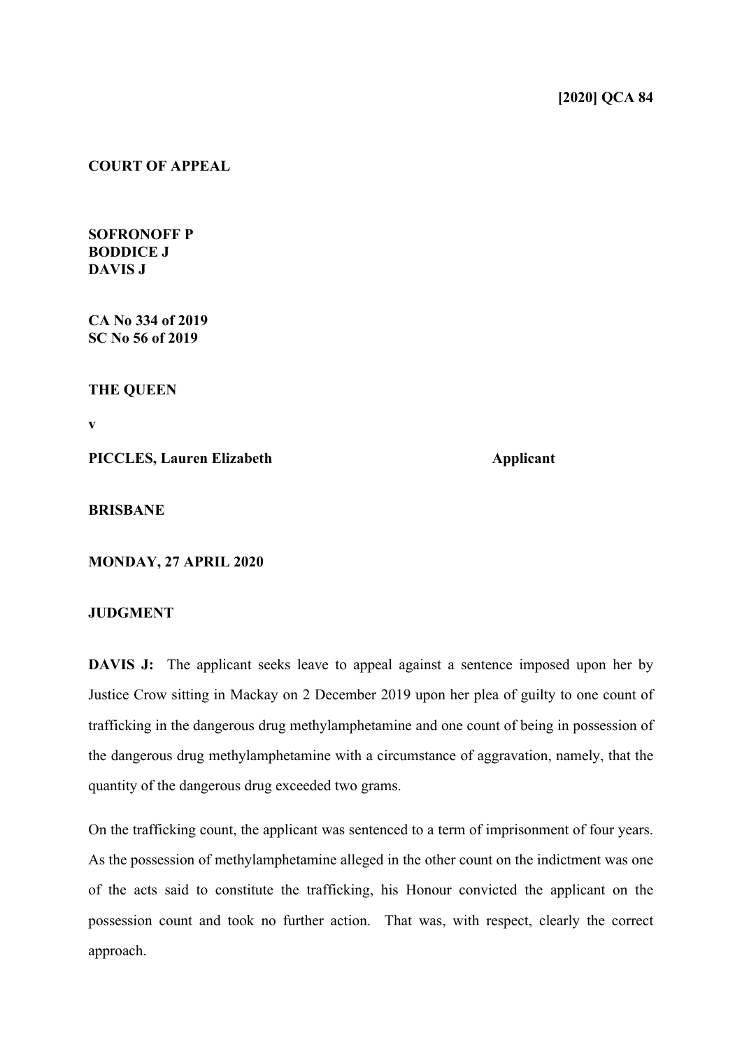**[2020] QCA 84**

**COURT OF APPEAL**

**SOFRONOFF P**
**BODDICE J**
**DAVIS J**

**CA No 334 of 2019**
**SC No 56 of 2019**

**THE QUEEN**

**v**

**PICCLES, Lauren Elizabeth** **Applicant**

**BRISBANE**

**MONDAY, 27 APRIL 2020**

**JUDGMENT**

**DAVIS J:** The applicant seeks leave to appeal against a sentence imposed upon her by Justice Crow sitting in Mackay on 2 December 2019 upon her plea of guilty to one count of trafficking in the dangerous drug methylamphetamine and one count of being in possession of the dangerous drug methylamphetamine with a circumstance of aggravation, namely, that the quantity of the dangerous drug exceeded two grams.

On the trafficking count, the applicant was sentenced to a term of imprisonment of four years. As the possession of methylamphetamine alleged in the other count on the indictment was one of the acts said to constitute the trafficking, his Honour convicted the applicant on the possession count and took no further action. That was, with respect, clearly the correct approach.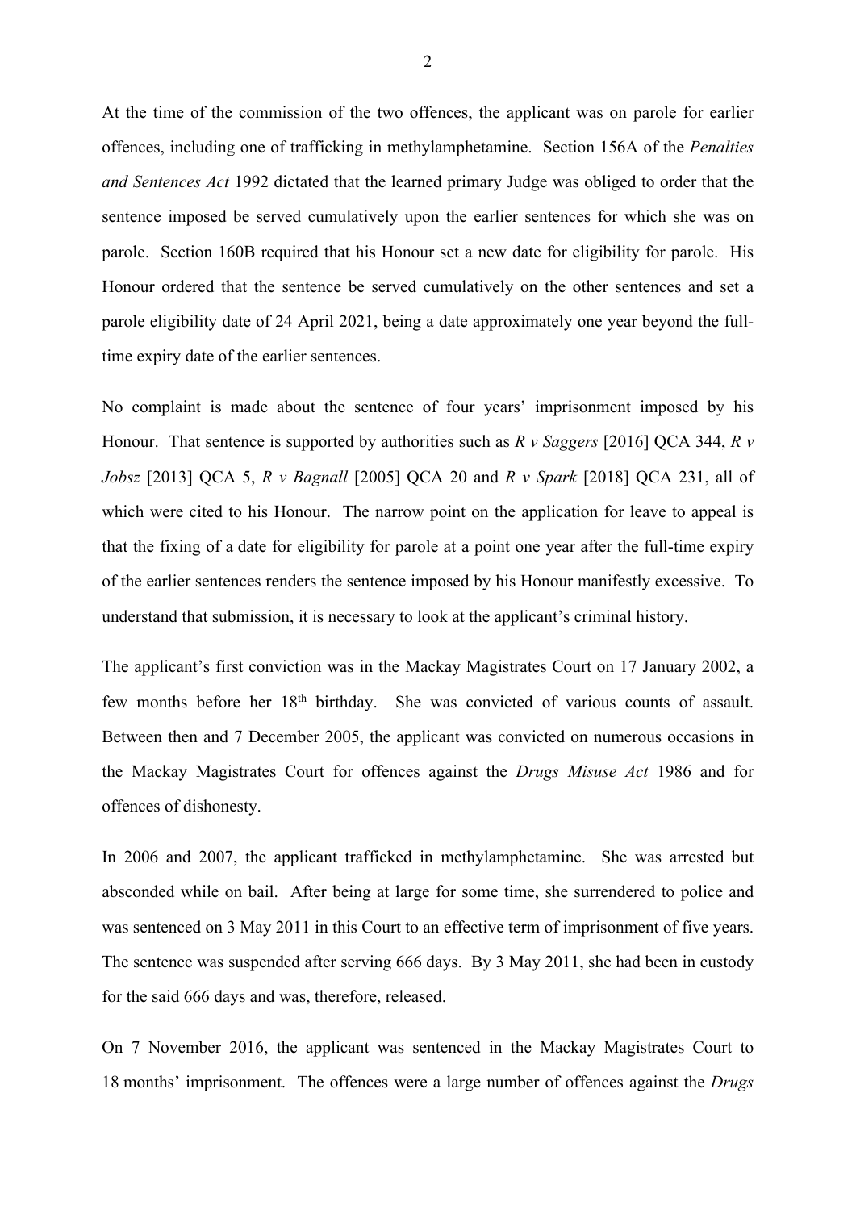At the time of the commission of the two offences, the applicant was on parole for earlier offences, including one of trafficking in methylamphetamine. Section 156A of the *Penalties and Sentences Act* 1992 dictated that the learned primary Judge was obliged to order that the sentence imposed be served cumulatively upon the earlier sentences for which she was on parole. Section 160B required that his Honour set a new date for eligibility for parole. His Honour ordered that the sentence be served cumulatively on the other sentences and set a parole eligibility date of 24 April 2021, being a date approximately one year beyond the full-time expiry date of the earlier sentences.

No complaint is made about the sentence of four years' imprisonment imposed by his Honour. That sentence is supported by authorities such as *R v Saggers* [2016] QCA 344, *R v Jobsz* [2013] QCA 5, *R v Bagnall* [2005] QCA 20 and *R v Spark* [2018] QCA 231, all of which were cited to his Honour. The narrow point on the application for leave to appeal is that the fixing of a date for eligibility for parole at a point one year after the full-time expiry of the earlier sentences renders the sentence imposed by his Honour manifestly excessive. To understand that submission, it is necessary to look at the applicant's criminal history.

The applicant's first conviction was in the Mackay Magistrates Court on 17 January 2002, a few months before her 18th birthday. She was convicted of various counts of assault. Between then and 7 December 2005, the applicant was convicted on numerous occasions in the Mackay Magistrates Court for offences against the *Drugs Misuse Act* 1986 and for offences of dishonesty.

In 2006 and 2007, the applicant trafficked in methylamphetamine. She was arrested but absconded while on bail. After being at large for some time, she surrendered to police and was sentenced on 3 May 2011 in this Court to an effective term of imprisonment of five years. The sentence was suspended after serving 666 days. By 3 May 2011, she had been in custody for the said 666 days and was, therefore, released.

On 7 November 2016, the applicant was sentenced in the Mackay Magistrates Court to 18 months' imprisonment. The offences were a large number of offences against the *Drugs*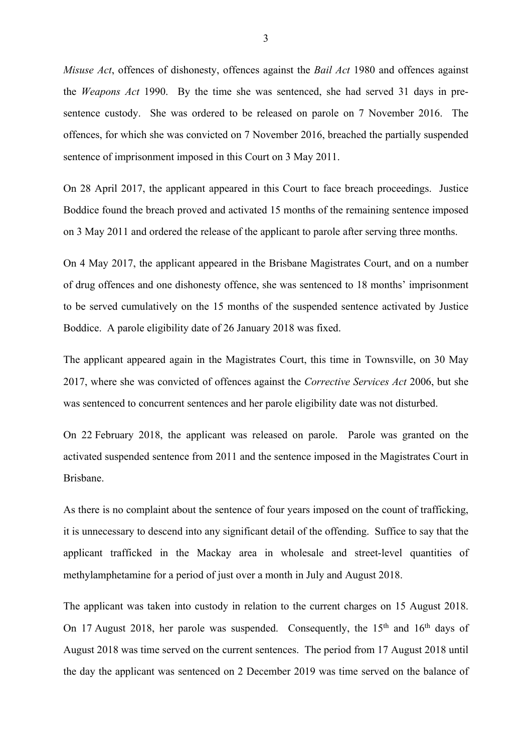*Misuse Act*, offences of dishonesty, offences against the *Bail Act* 1980 and offences against the *Weapons Act* 1990. By the time she was sentenced, she had served 31 days in pre-sentence custody. She was ordered to be released on parole on 7 November 2016. The offences, for which she was convicted on 7 November 2016, breached the partially suspended sentence of imprisonment imposed in this Court on 3 May 2011.

On 28 April 2017, the applicant appeared in this Court to face breach proceedings. Justice Boddice found the breach proved and activated 15 months of the remaining sentence imposed on 3 May 2011 and ordered the release of the applicant to parole after serving three months.

On 4 May 2017, the applicant appeared in the Brisbane Magistrates Court, and on a number of drug offences and one dishonesty offence, she was sentenced to 18 months' imprisonment to be served cumulatively on the 15 months of the suspended sentence activated by Justice Boddice. A parole eligibility date of 26 January 2018 was fixed.

The applicant appeared again in the Magistrates Court, this time in Townsville, on 30 May 2017, where she was convicted of offences against the *Corrective Services Act* 2006, but she was sentenced to concurrent sentences and her parole eligibility date was not disturbed.

On 22 February 2018, the applicant was released on parole. Parole was granted on the activated suspended sentence from 2011 and the sentence imposed in the Magistrates Court in Brisbane.

As there is no complaint about the sentence of four years imposed on the count of trafficking, it is unnecessary to descend into any significant detail of the offending. Suffice to say that the applicant trafficked in the Mackay area in wholesale and street-level quantities of methylamphetamine for a period of just over a month in July and August 2018.

The applicant was taken into custody in relation to the current charges on 15 August 2018. On 17 August 2018, her parole was suspended. Consequently, the 15th and 16th days of August 2018 was time served on the current sentences. The period from 17 August 2018 until the day the applicant was sentenced on 2 December 2019 was time served on the balance of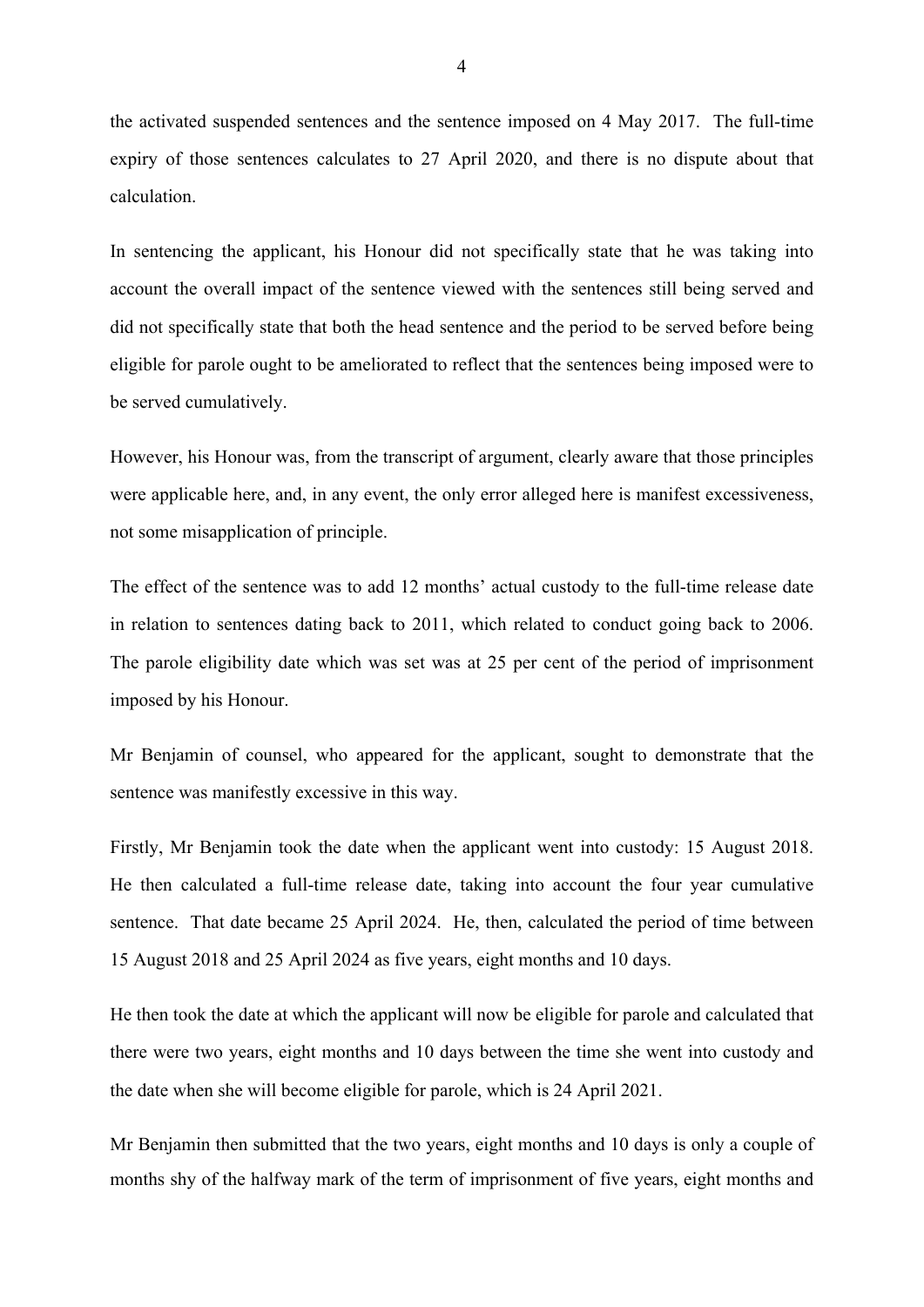the activated suspended sentences and the sentence imposed on 4 May 2017. The full-time expiry of those sentences calculates to 27 April 2020, and there is no dispute about that calculation.

In sentencing the applicant, his Honour did not specifically state that he was taking into account the overall impact of the sentence viewed with the sentences still being served and did not specifically state that both the head sentence and the period to be served before being eligible for parole ought to be ameliorated to reflect that the sentences being imposed were to be served cumulatively.

However, his Honour was, from the transcript of argument, clearly aware that those principles were applicable here, and, in any event, the only error alleged here is manifest excessiveness, not some misapplication of principle.

The effect of the sentence was to add 12 months' actual custody to the full-time release date in relation to sentences dating back to 2011, which related to conduct going back to 2006. The parole eligibility date which was set was at 25 per cent of the period of imprisonment imposed by his Honour.

Mr Benjamin of counsel, who appeared for the applicant, sought to demonstrate that the sentence was manifestly excessive in this way.

Firstly, Mr Benjamin took the date when the applicant went into custody: 15 August 2018. He then calculated a full-time release date, taking into account the four year cumulative sentence. That date became 25 April 2024. He, then, calculated the period of time between 15 August 2018 and 25 April 2024 as five years, eight months and 10 days.

He then took the date at which the applicant will now be eligible for parole and calculated that there were two years, eight months and 10 days between the time she went into custody and the date when she will become eligible for parole, which is 24 April 2021.

Mr Benjamin then submitted that the two years, eight months and 10 days is only a couple of months shy of the halfway mark of the term of imprisonment of five years, eight months and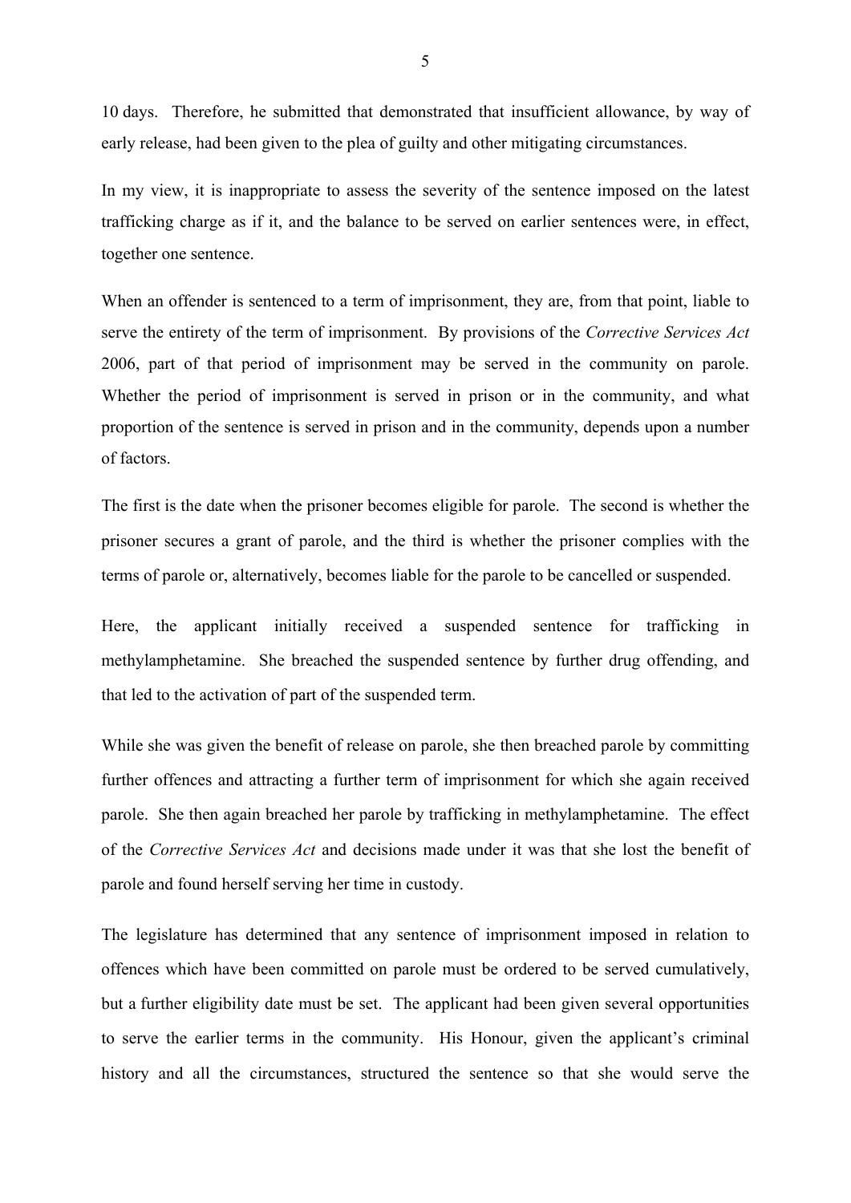10 days. Therefore, he submitted that demonstrated that insufficient allowance, by way of early release, had been given to the plea of guilty and other mitigating circumstances.

In my view, it is inappropriate to assess the severity of the sentence imposed on the latest trafficking charge as if it, and the balance to be served on earlier sentences were, in effect, together one sentence.

When an offender is sentenced to a term of imprisonment, they are, from that point, liable to serve the entirety of the term of imprisonment. By provisions of the *Corrective Services Act* 2006, part of that period of imprisonment may be served in the community on parole. Whether the period of imprisonment is served in prison or in the community, and what proportion of the sentence is served in prison and in the community, depends upon a number of factors.

The first is the date when the prisoner becomes eligible for parole. The second is whether the prisoner secures a grant of parole, and the third is whether the prisoner complies with the terms of parole or, alternatively, becomes liable for the parole to be cancelled or suspended.

Here, the applicant initially received a suspended sentence for trafficking in methylamphetamine. She breached the suspended sentence by further drug offending, and that led to the activation of part of the suspended term.

While she was given the benefit of release on parole, she then breached parole by committing further offences and attracting a further term of imprisonment for which she again received parole. She then again breached her parole by trafficking in methylamphetamine. The effect of the *Corrective Services Act* and decisions made under it was that she lost the benefit of parole and found herself serving her time in custody.

The legislature has determined that any sentence of imprisonment imposed in relation to offences which have been committed on parole must be ordered to be served cumulatively, but a further eligibility date must be set. The applicant had been given several opportunities to serve the earlier terms in the community. His Honour, given the applicant's criminal history and all the circumstances, structured the sentence so that she would serve the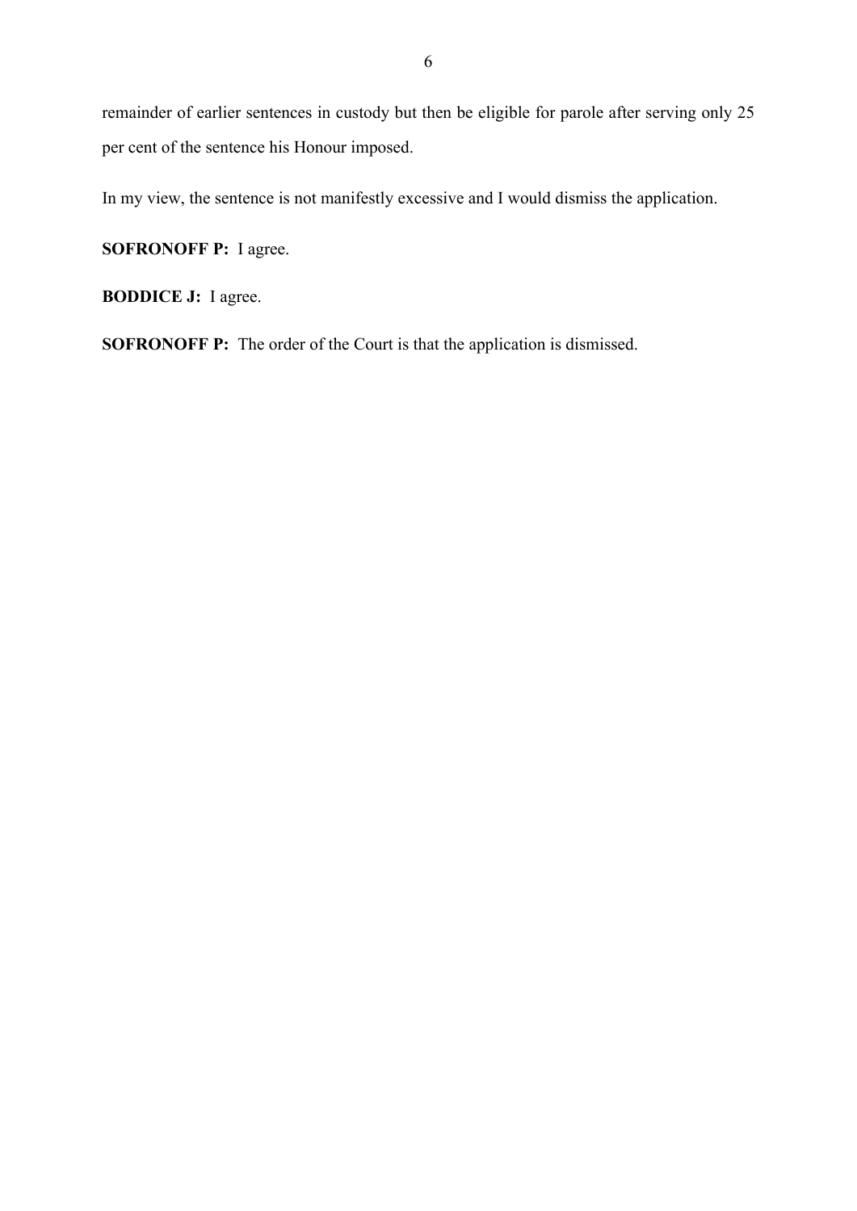remainder of earlier sentences in custody but then be eligible for parole after serving only 25 per cent of the sentence his Honour imposed.

In my view, the sentence is not manifestly excessive and I would dismiss the application.

**SOFRONOFF P:** I agree.

**BODDICE J:** I agree.

**SOFRONOFF P:** The order of the Court is that the application is dismissed.